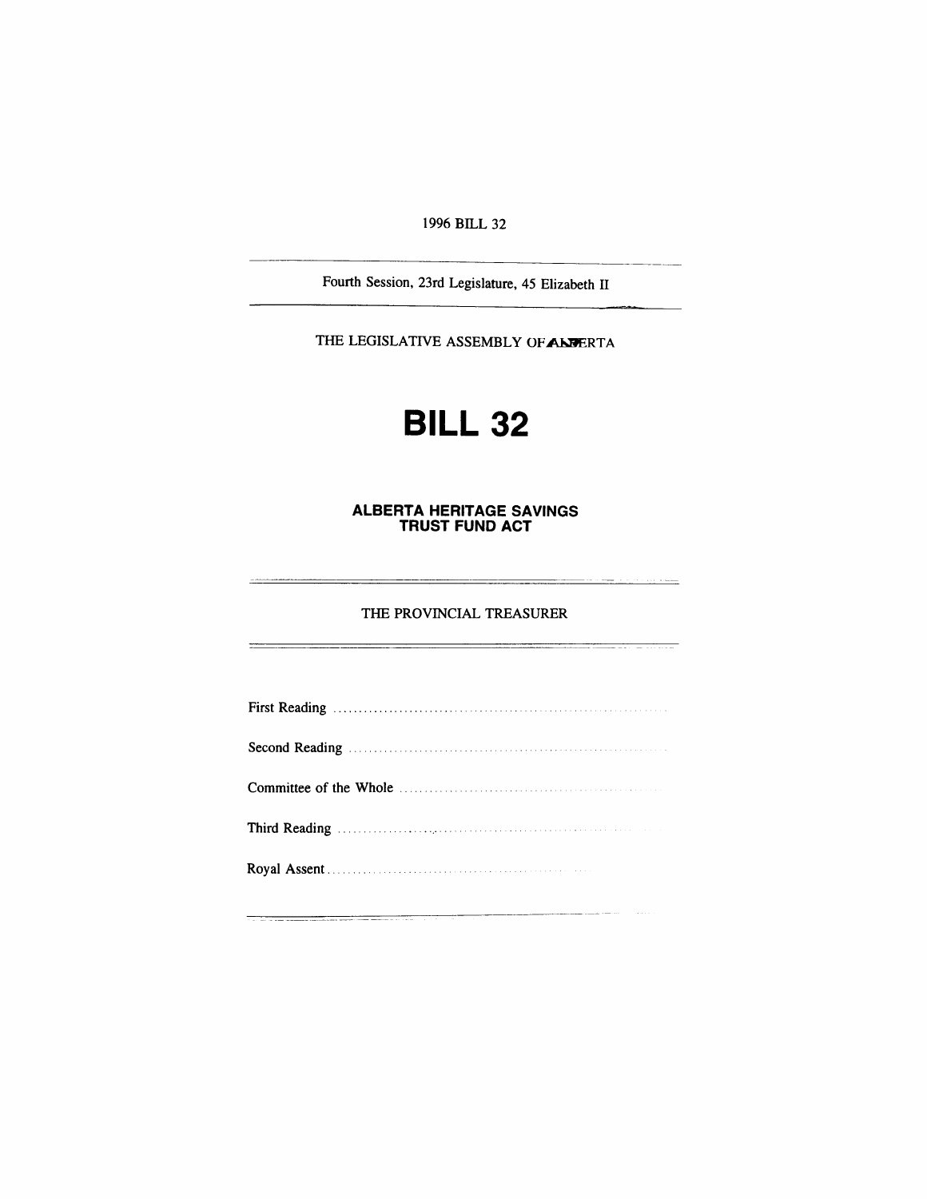1996 BILL 32

Fourth Session, 23rd Legislature, 45 Elizabeth II

THE LEGISLATIVE ASSEMBLY OF ALBERTA

# BILL 32

## ALBERTA HERITAGE SAVINGS TRUST FUND ACT

THE PROVINCIAL TREASURER

First Reading ....................................................................

Second Reading ....................................................................

Committee of the Whole ....................................................................

Third Reading ....................................................................

Royal Assent ....................................................................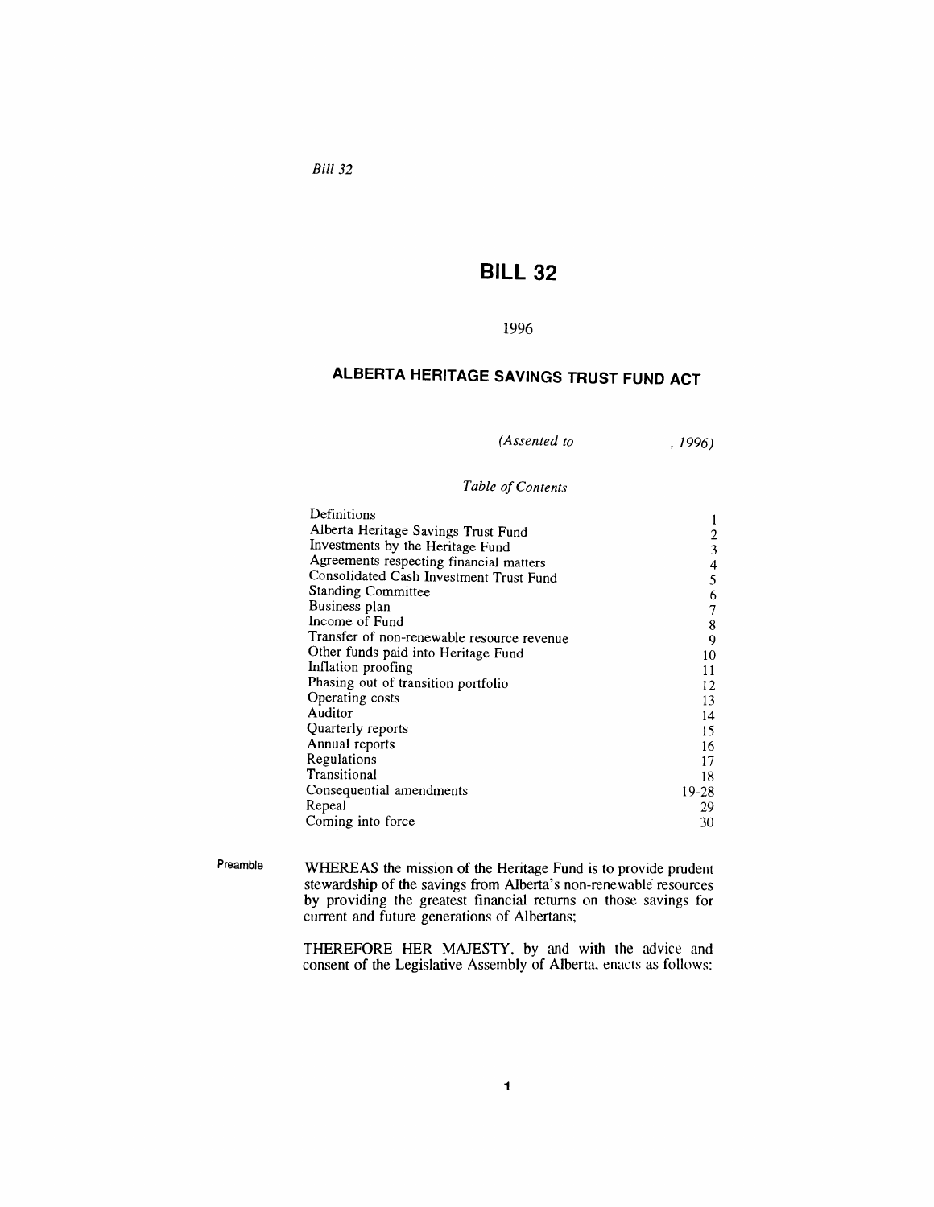# BILL 32

1996

## ALBERTA HERITAGE SAVINGS TRUST FUND ACT

*(Assented to , 1996)*

*Table of Contents*

| | |
|---|---|
| Definitions | 1 |
| Alberta Heritage Savings Trust Fund | 2 |
| Investments by the Heritage Fund | 3 |
| Agreements respecting financial matters | 4 |
| Consolidated Cash Investment Trust Fund | 5 |
| Standing Committee | 6 |
| Business plan | 7 |
| Income of Fund | 8 |
| Transfer of non-renewable resource revenue | 9 |
| Other funds paid into Heritage Fund | 10 |
| Inflation proofing | 11 |
| Phasing out of transition portfolio | 12 |
| Operating costs | 13 |
| Auditor | 14 |
| Quarterly reports | 15 |
| Annual reports | 16 |
| Regulations | 17 |
| Transitional | 18 |
| Consequential amendments | 19-28 |
| Repeal | 29 |
| Coming into force | 30 |

Preamble

WHEREAS the mission of the Heritage Fund is to provide prudent stewardship of the savings from Alberta's non-renewable resources by providing the greatest financial returns on those savings for current and future generations of Albertans;

THEREFORE HER MAJESTY, by and with the advice and consent of the Legislative Assembly of Alberta, enacts as follows: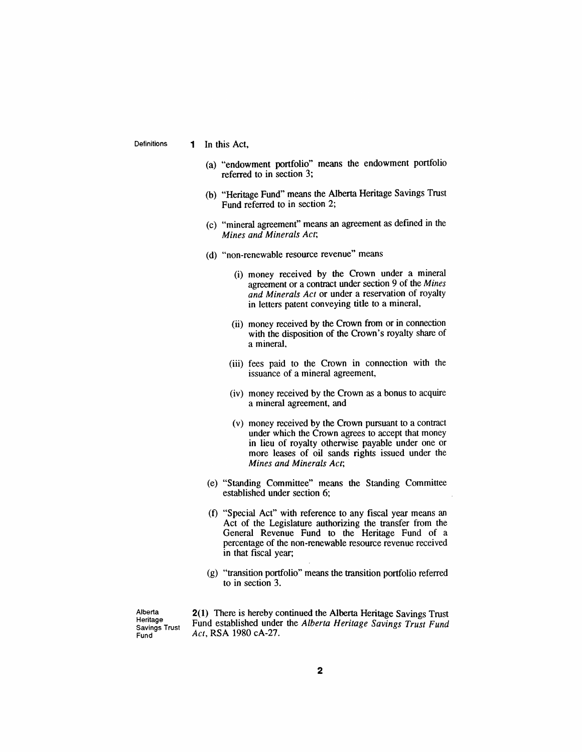**Definitions**

**1** In this Act,

(a) "endowment portfolio" means the endowment portfolio referred to in section 3;

(b) "Heritage Fund" means the Alberta Heritage Savings Trust Fund referred to in section 2;

(c) "mineral agreement" means an agreement as defined in the *Mines and Minerals Act*;

(d) "non-renewable resource revenue" means

(i) money received by the Crown under a mineral agreement or a contract under section 9 of the *Mines and Minerals Act* or under a reservation of royalty in letters patent conveying title to a mineral,

(ii) money received by the Crown from or in connection with the disposition of the Crown's royalty share of a mineral,

(iii) fees paid to the Crown in connection with the issuance of a mineral agreement,

(iv) money received by the Crown as a bonus to acquire a mineral agreement, and

(v) money received by the Crown pursuant to a contract under which the Crown agrees to accept that money in lieu of royalty otherwise payable under one or more leases of oil sands rights issued under the *Mines and Minerals Act*;

(e) "Standing Committee" means the Standing Committee established under section 6;

(f) "Special Act" with reference to any fiscal year means an Act of the Legislature authorizing the transfer from the General Revenue Fund to the Heritage Fund of a percentage of the non-renewable resource revenue received in that fiscal year;

(g) "transition portfolio" means the transition portfolio referred to in section 3.

**Alberta Heritage Savings Trust Fund**

**2(1)** There is hereby continued the Alberta Heritage Savings Trust Fund established under the *Alberta Heritage Savings Trust Fund Act*, RSA 1980 cA-27.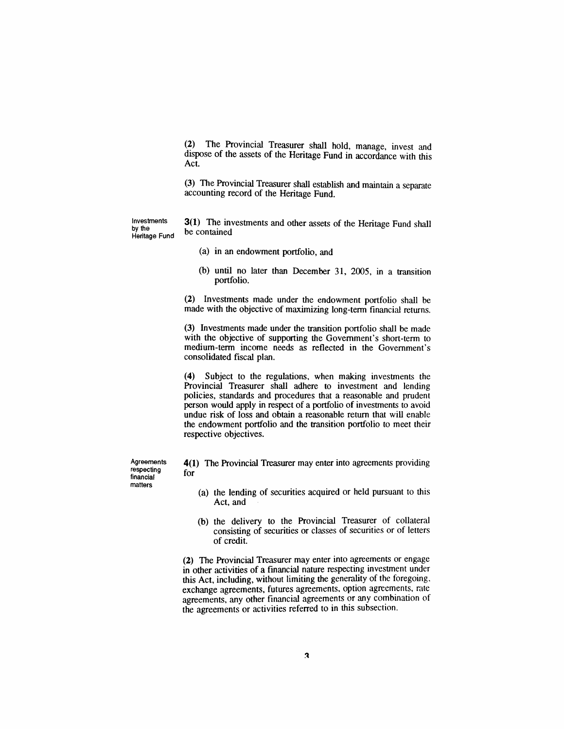(2) The Provincial Treasurer shall hold, manage, invest and dispose of the assets of the Heritage Fund in accordance with this Act.

(3) The Provincial Treasurer shall establish and maintain a separate accounting record of the Heritage Fund.

Investments by the Heritage Fund

**3(1)** The investments and other assets of the Heritage Fund shall be contained

(a) in an endowment portfolio, and

(b) until no later than December 31, 2005, in a transition portfolio.

(2) Investments made under the endowment portfolio shall be made with the objective of maximizing long-term financial returns.

(3) Investments made under the transition portfolio shall be made with the objective of supporting the Government's short-term to medium-term income needs as reflected in the Government's consolidated fiscal plan.

(4) Subject to the regulations, when making investments the Provincial Treasurer shall adhere to investment and lending policies, standards and procedures that a reasonable and prudent person would apply in respect of a portfolio of investments to avoid undue risk of loss and obtain a reasonable return that will enable the endowment portfolio and the transition portfolio to meet their respective objectives.

Agreements respecting financial matters

**4(1)** The Provincial Treasurer may enter into agreements providing for

(a) the lending of securities acquired or held pursuant to this Act, and

(b) the delivery to the Provincial Treasurer of collateral consisting of securities or classes of securities or of letters of credit.

(2) The Provincial Treasurer may enter into agreements or engage in other activities of a financial nature respecting investment under this Act, including, without limiting the generality of the foregoing, exchange agreements, futures agreements, option agreements, rate agreements, any other financial agreements or any combination of the agreements or activities referred to in this subsection.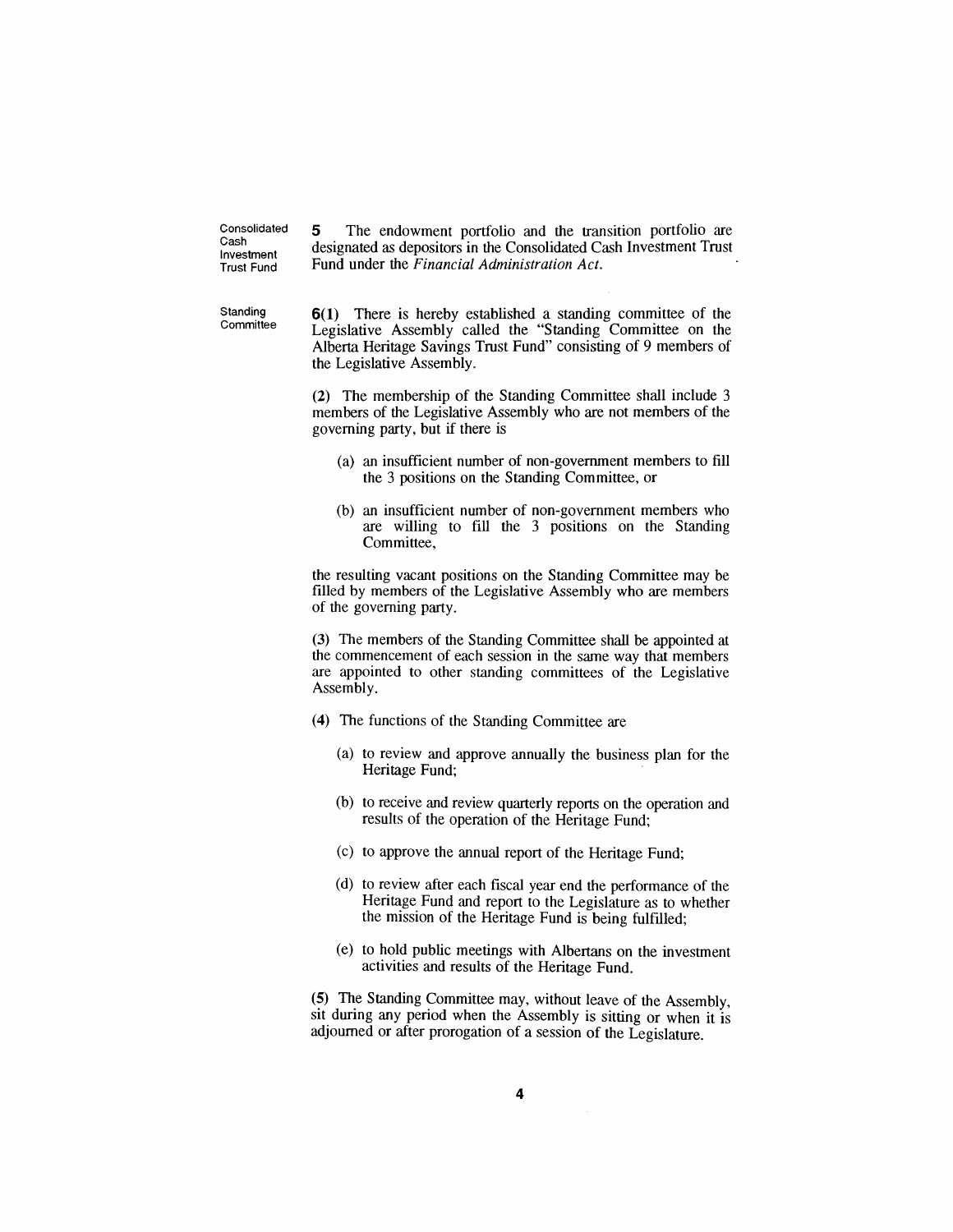Consolidated Cash Investment Trust Fund

**5** The endowment portfolio and the transition portfolio are designated as depositors in the Consolidated Cash Investment Trust Fund under the *Financial Administration Act*.

Standing Committee

**6(1)** There is hereby established a standing committee of the Legislative Assembly called the "Standing Committee on the Alberta Heritage Savings Trust Fund" consisting of 9 members of the Legislative Assembly.

**(2)** The membership of the Standing Committee shall include 3 members of the Legislative Assembly who are not members of the governing party, but if there is

(a) an insufficient number of non-government members to fill the 3 positions on the Standing Committee, or

(b) an insufficient number of non-government members who are willing to fill the 3 positions on the Standing Committee,

the resulting vacant positions on the Standing Committee may be filled by members of the Legislative Assembly who are members of the governing party.

**(3)** The members of the Standing Committee shall be appointed at the commencement of each session in the same way that members are appointed to other standing committees of the Legislative Assembly.

**(4)** The functions of the Standing Committee are

(a) to review and approve annually the business plan for the Heritage Fund;

(b) to receive and review quarterly reports on the operation and results of the operation of the Heritage Fund;

(c) to approve the annual report of the Heritage Fund;

(d) to review after each fiscal year end the performance of the Heritage Fund and report to the Legislature as to whether the mission of the Heritage Fund is being fulfilled;

(e) to hold public meetings with Albertans on the investment activities and results of the Heritage Fund.

**(5)** The Standing Committee may, without leave of the Assembly, sit during any period when the Assembly is sitting or when it is adjourned or after prorogation of a session of the Legislature.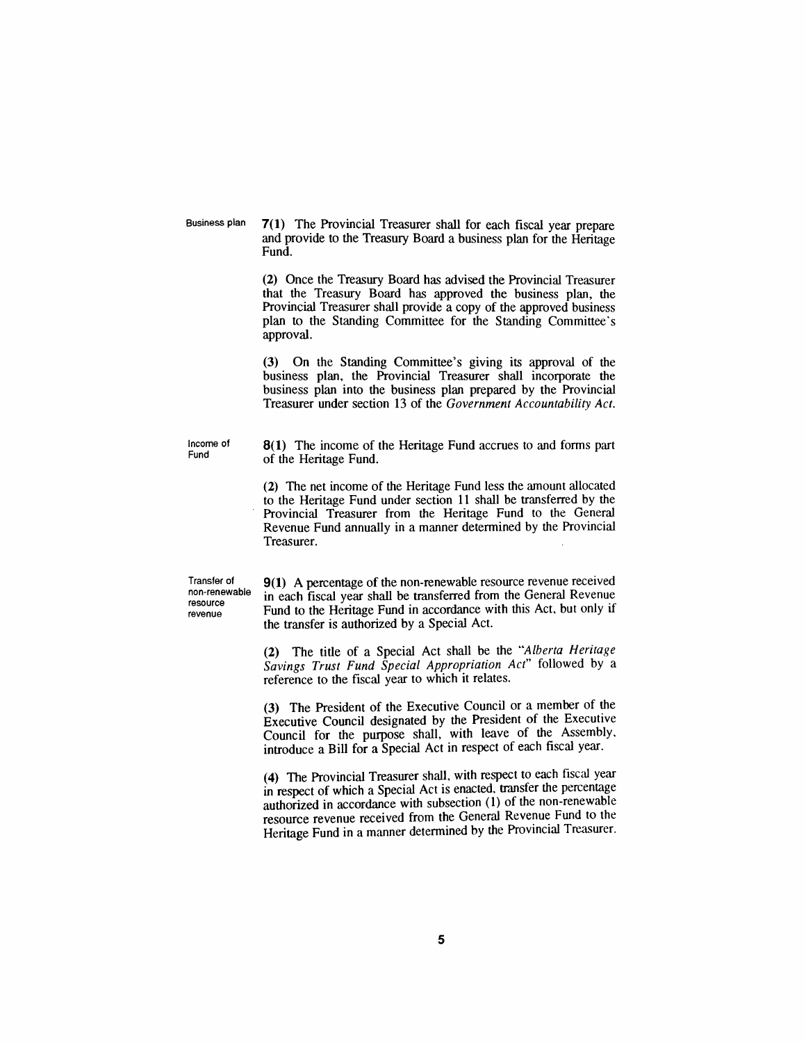**Business plan**

**7(1)** The Provincial Treasurer shall for each fiscal year prepare and provide to the Treasury Board a business plan for the Heritage Fund.

**(2)** Once the Treasury Board has advised the Provincial Treasurer that the Treasury Board has approved the business plan, the Provincial Treasurer shall provide a copy of the approved business plan to the Standing Committee for the Standing Committee's approval.

**(3)** On the Standing Committee's giving its approval of the business plan, the Provincial Treasurer shall incorporate the business plan into the business plan prepared by the Provincial Treasurer under section 13 of the *Government Accountability Act*.

**Income of Fund**

**8(1)** The income of the Heritage Fund accrues to and forms part of the Heritage Fund.

**(2)** The net income of the Heritage Fund less the amount allocated to the Heritage Fund under section 11 shall be transferred by the Provincial Treasurer from the Heritage Fund to the General Revenue Fund annually in a manner determined by the Provincial Treasurer.

**Transfer of non-renewable resource revenue**

**9(1)** A percentage of the non-renewable resource revenue received in each fiscal year shall be transferred from the General Revenue Fund to the Heritage Fund in accordance with this Act, but only if the transfer is authorized by a Special Act.

**(2)** The title of a Special Act shall be the "*Alberta Heritage Savings Trust Fund Special Appropriation Act*" followed by a reference to the fiscal year to which it relates.

**(3)** The President of the Executive Council or a member of the Executive Council designated by the President of the Executive Council for the purpose shall, with leave of the Assembly, introduce a Bill for a Special Act in respect of each fiscal year.

**(4)** The Provincial Treasurer shall, with respect to each fiscal year in respect of which a Special Act is enacted, transfer the percentage authorized in accordance with subsection (1) of the non-renewable resource revenue received from the General Revenue Fund to the Heritage Fund in a manner determined by the Provincial Treasurer.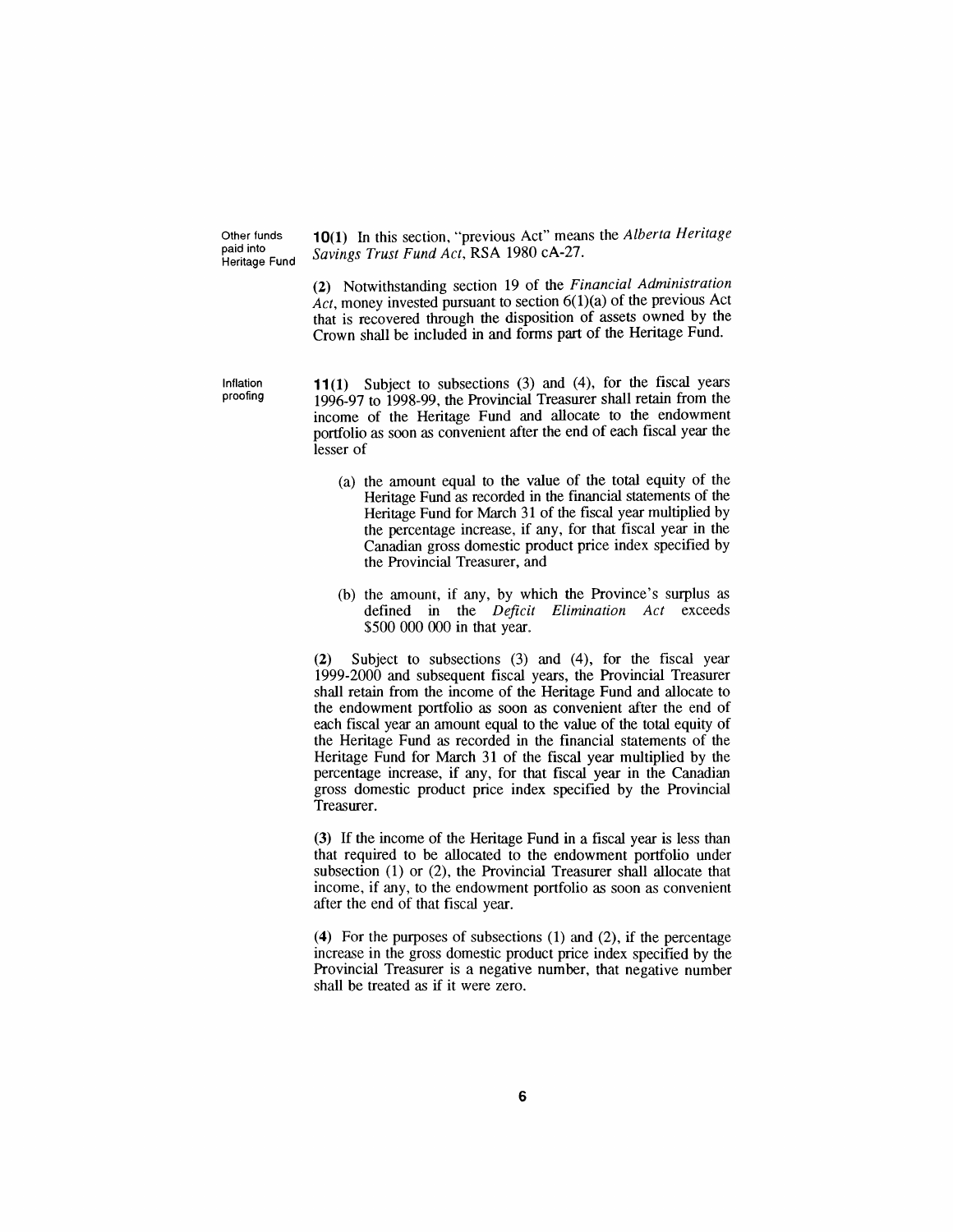**Other funds paid into Heritage Fund**

**10(1)** In this section, "previous Act" means the *Alberta Heritage Savings Trust Fund Act*, RSA 1980 cA-27.

**(2)** Notwithstanding section 19 of the *Financial Administration Act*, money invested pursuant to section 6(1)(a) of the previous Act that is recovered through the disposition of assets owned by the Crown shall be included in and forms part of the Heritage Fund.

**Inflation proofing**

**11(1)** Subject to subsections (3) and (4), for the fiscal years 1996-97 to 1998-99, the Provincial Treasurer shall retain from the income of the Heritage Fund and allocate to the endowment portfolio as soon as convenient after the end of each fiscal year the lesser of

(a) the amount equal to the value of the total equity of the Heritage Fund as recorded in the financial statements of the Heritage Fund for March 31 of the fiscal year multiplied by the percentage increase, if any, for that fiscal year in the Canadian gross domestic product price index specified by the Provincial Treasurer, and

(b) the amount, if any, by which the Province's surplus as defined in the *Deficit Elimination Act* exceeds $500 000 000 in that year.

**(2)** Subject to subsections (3) and (4), for the fiscal year 1999-2000 and subsequent fiscal years, the Provincial Treasurer shall retain from the income of the Heritage Fund and allocate to the endowment portfolio as soon as convenient after the end of each fiscal year an amount equal to the value of the total equity of the Heritage Fund as recorded in the financial statements of the Heritage Fund for March 31 of the fiscal year multiplied by the percentage increase, if any, for that fiscal year in the Canadian gross domestic product price index specified by the Provincial Treasurer.

**(3)** If the income of the Heritage Fund in a fiscal year is less than that required to be allocated to the endowment portfolio under subsection (1) or (2), the Provincial Treasurer shall allocate that income, if any, to the endowment portfolio as soon as convenient after the end of that fiscal year.

**(4)** For the purposes of subsections (1) and (2), if the percentage increase in the gross domestic product price index specified by the Provincial Treasurer is a negative number, that negative number shall be treated as if it were zero.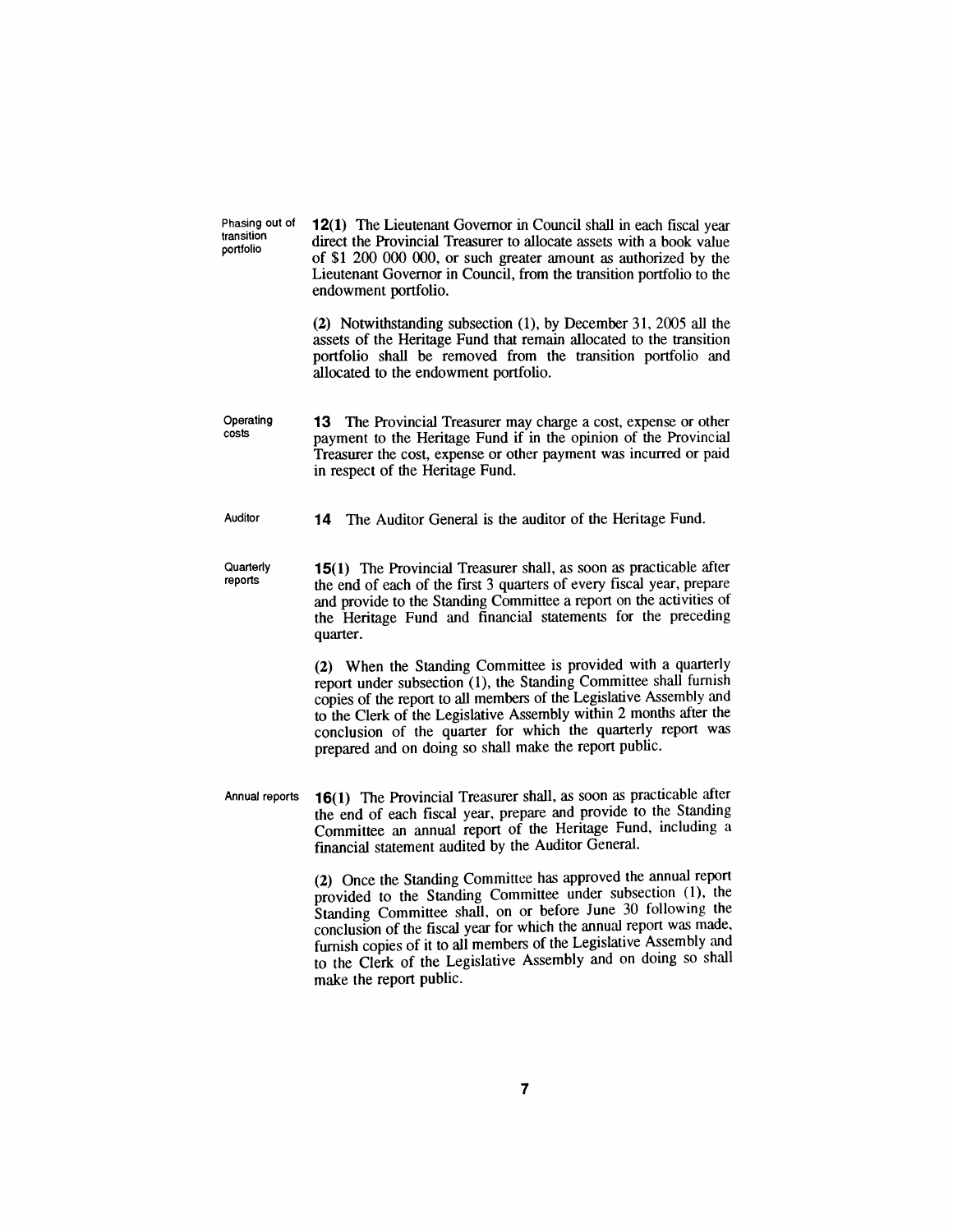**Phasing out of transition portfolio**

**12(1)** The Lieutenant Governor in Council shall in each fiscal year direct the Provincial Treasurer to allocate assets with a book value of $1 200 000 000, or such greater amount as authorized by the Lieutenant Governor in Council, from the transition portfolio to the endowment portfolio.

**(2)** Notwithstanding subsection (1), by December 31, 2005 all the assets of the Heritage Fund that remain allocated to the transition portfolio shall be removed from the transition portfolio and allocated to the endowment portfolio.

**Operating costs**

**13** The Provincial Treasurer may charge a cost, expense or other payment to the Heritage Fund if in the opinion of the Provincial Treasurer the cost, expense or other payment was incurred or paid in respect of the Heritage Fund.

**Auditor**

**14** The Auditor General is the auditor of the Heritage Fund.

**Quarterly reports**

**15(1)** The Provincial Treasurer shall, as soon as practicable after the end of each of the first 3 quarters of every fiscal year, prepare and provide to the Standing Committee a report on the activities of the Heritage Fund and financial statements for the preceding quarter.

**(2)** When the Standing Committee is provided with a quarterly report under subsection (1), the Standing Committee shall furnish copies of the report to all members of the Legislative Assembly and to the Clerk of the Legislative Assembly within 2 months after the conclusion of the quarter for which the quarterly report was prepared and on doing so shall make the report public.

**Annual reports**

**16(1)** The Provincial Treasurer shall, as soon as practicable after the end of each fiscal year, prepare and provide to the Standing Committee an annual report of the Heritage Fund, including a financial statement audited by the Auditor General.

**(2)** Once the Standing Committee has approved the annual report provided to the Standing Committee under subsection (1), the Standing Committee shall, on or before June 30 following the conclusion of the fiscal year for which the annual report was made, furnish copies of it to all members of the Legislative Assembly and to the Clerk of the Legislative Assembly and on doing so shall make the report public.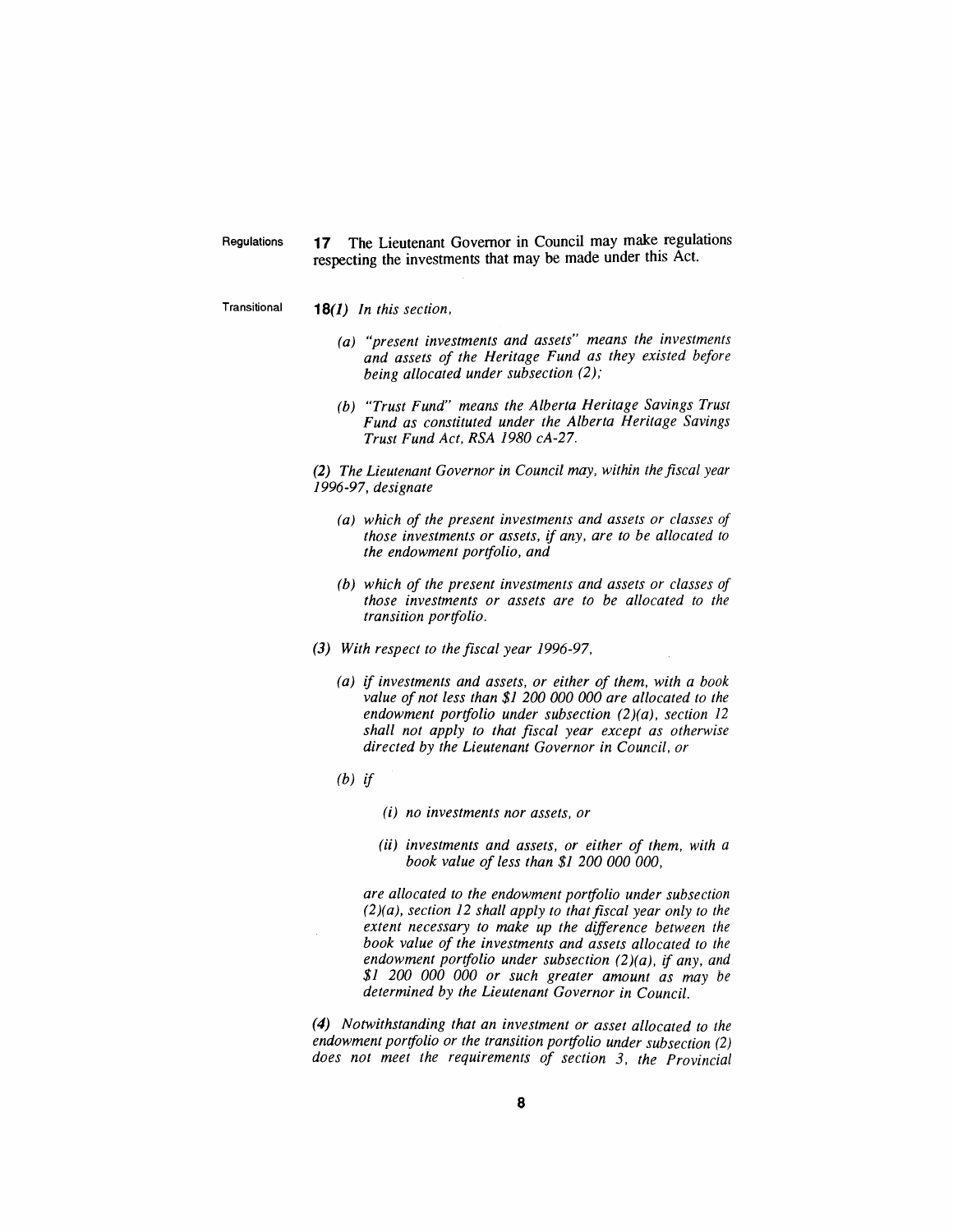Regulations

**17** The Lieutenant Governor in Council may make regulations respecting the investments that may be made under this Act.

Transitional

***18**(1) In this section,*

*(a) "present investments and assets" means the investments and assets of the Heritage Fund as they existed before being allocated under subsection (2);*

*(b) "Trust Fund" means the Alberta Heritage Savings Trust Fund as constituted under the Alberta Heritage Savings Trust Fund Act, RSA 1980 cA-27.*

*(2) The Lieutenant Governor in Council may, within the fiscal year 1996-97, designate*

*(a) which of the present investments and assets or classes of those investments or assets, if any, are to be allocated to the endowment portfolio, and*

*(b) which of the present investments and assets or classes of those investments or assets are to be allocated to the transition portfolio.*

*(3) With respect to the fiscal year 1996-97,*

*(a) if investments and assets, or either of them, with a book value of not less than $1 200 000 000 are allocated to the endowment portfolio under subsection (2)(a), section 12 shall not apply to that fiscal year except as otherwise directed by the Lieutenant Governor in Council, or*

*(b) if*

*(i) no investments nor assets, or*

*(ii) investments and assets, or either of them, with a book value of less than $1 200 000 000,*

*are allocated to the endowment portfolio under subsection (2)(a), section 12 shall apply to that fiscal year only to the extent necessary to make up the difference between the book value of the investments and assets allocated to the endowment portfolio under subsection (2)(a), if any, and $1 200 000 000 or such greater amount as may be determined by the Lieutenant Governor in Council.*

*(4) Notwithstanding that an investment or asset allocated to the endowment portfolio or the transition portfolio under subsection (2) does not meet the requirements of section 3, the Provincial*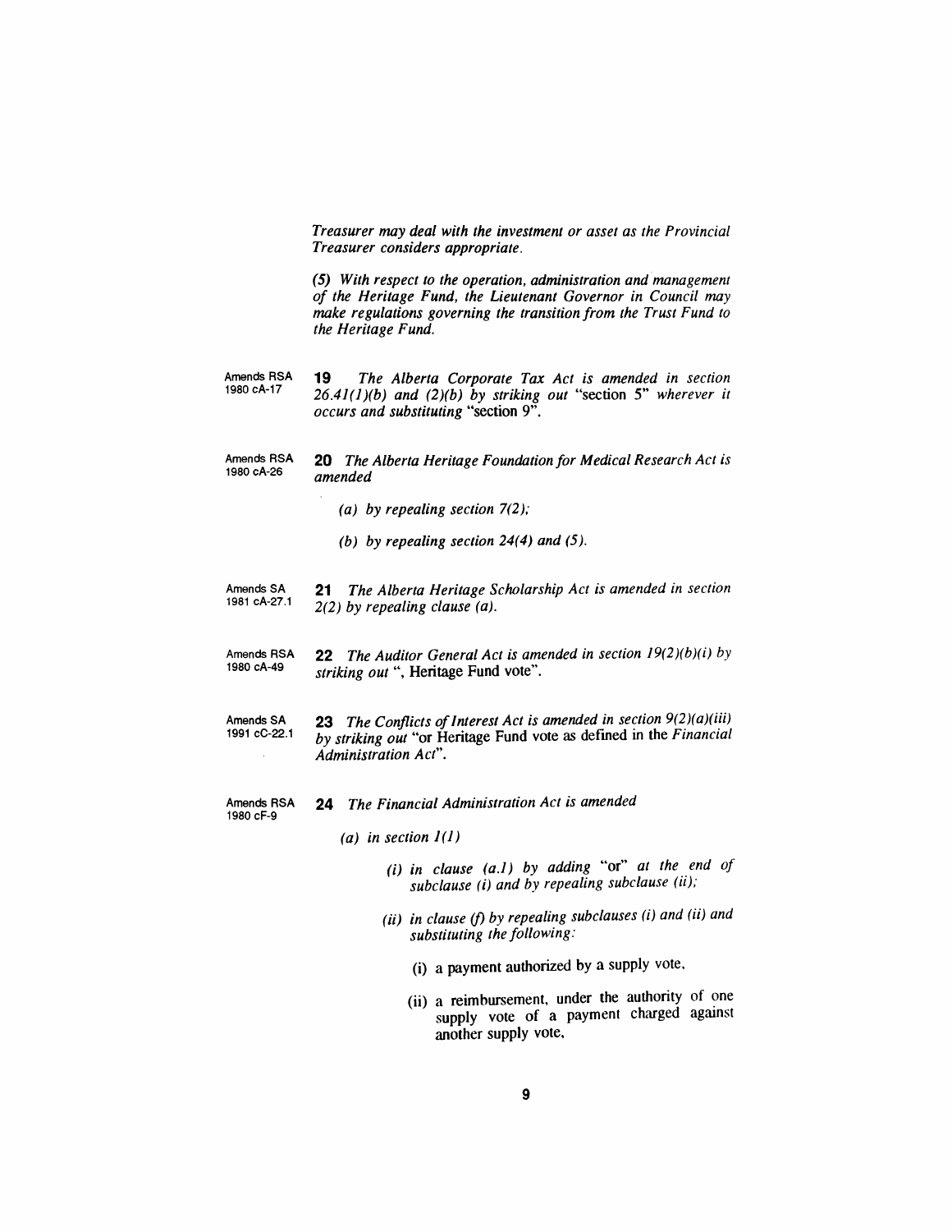*Treasurer may deal with the investment or asset as the Provincial Treasurer considers appropriate.*

*(5) With respect to the operation, administration and management of the Heritage Fund, the Lieutenant Governor in Council may make regulations governing the transition from the Trust Fund to the Heritage Fund.*

Amends RSA 1980 cA-17

**19** *The Alberta Corporate Tax Act is amended in section 26.41(1)(b) and (2)(b) by striking out* "section 5" *wherever it occurs and substituting* "section 9".

Amends RSA 1980 cA-26

**20** *The Alberta Heritage Foundation for Medical Research Act is amended*

*(a) by repealing section 7(2);*

*(b) by repealing section 24(4) and (5).*

Amends SA 1981 cA-27.1

**21** *The Alberta Heritage Scholarship Act is amended in section 2(2) by repealing clause (a).*

Amends RSA 1980 cA-49

**22** *The Auditor General Act is amended in section 19(2)(b)(i) by striking out* ", Heritage Fund vote".

Amends SA 1991 cC-22.1

**23** *The Conflicts of Interest Act is amended in section 9(2)(a)(iii) by striking out* "or Heritage Fund vote as defined in the *Financial Administration Act*".

Amends RSA 1980 cF-9

**24** *The Financial Administration Act is amended*

*(a) in section 1(1)*

*(i) in clause (a.1) by adding* "or" *at the end of subclause (i) and by repealing subclause (ii);*

*(ii) in clause (f) by repealing subclauses (i) and (ii) and substituting the following:*

(i) a payment authorized by a supply vote,

(ii) a reimbursement, under the authority of one supply vote of a payment charged against another supply vote,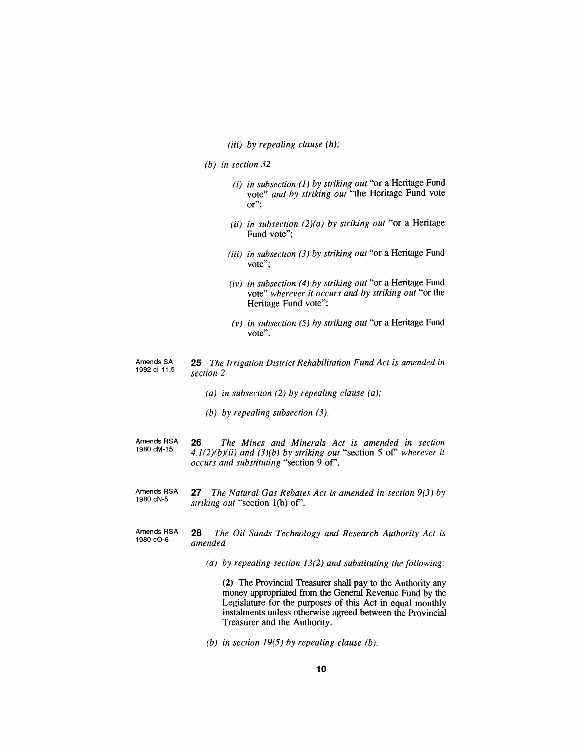(iii) *by repealing clause (h);*

(b) *in section 32*

(i) *in subsection (1) by striking out* "or a Heritage Fund vote" *and by striking out* "the Heritage Fund vote or";

(ii) *in subsection (2)(a) by striking out* "or a Heritage Fund vote";

(iii) *in subsection (3) by striking out* "or a Heritage Fund vote";

(iv) *in subsection (4) by striking out* "or a Heritage Fund vote" *wherever it occurs and by striking out* "or the Heritage Fund vote";

(v) *in subsection (5) by striking out* "or a Heritage Fund vote".

Amends SA 1992 cI-11.5

**25** *The Irrigation District Rehabilitation Fund Act is amended in section 2*

(a) *in subsection (2) by repealing clause (a);*

(b) *by repealing subsection (3).*

Amends RSA 1980 cM-15

**26** *The Mines and Minerals Act is amended in section 4.1(2)(b)(ii) and (3)(b) by striking out* "section 5 of" *wherever it occurs and substituting* "section 9 of".

Amends RSA 1980 cN-5

**27** *The Natural Gas Rebates Act is amended in section 9(3) by striking out* "section 1(b) of".

Amends RSA 1980 cO-6

**28** *The Oil Sands Technology and Research Authority Act is amended*

(a) *by repealing section 13(2) and substituting the following:*

**(2)** The Provincial Treasurer shall pay to the Authority any money appropriated from the General Revenue Fund by the Legislature for the purposes of this Act in equal monthly instalments unless otherwise agreed between the Provincial Treasurer and the Authority.

(b) *in section 19(5) by repealing clause (b).*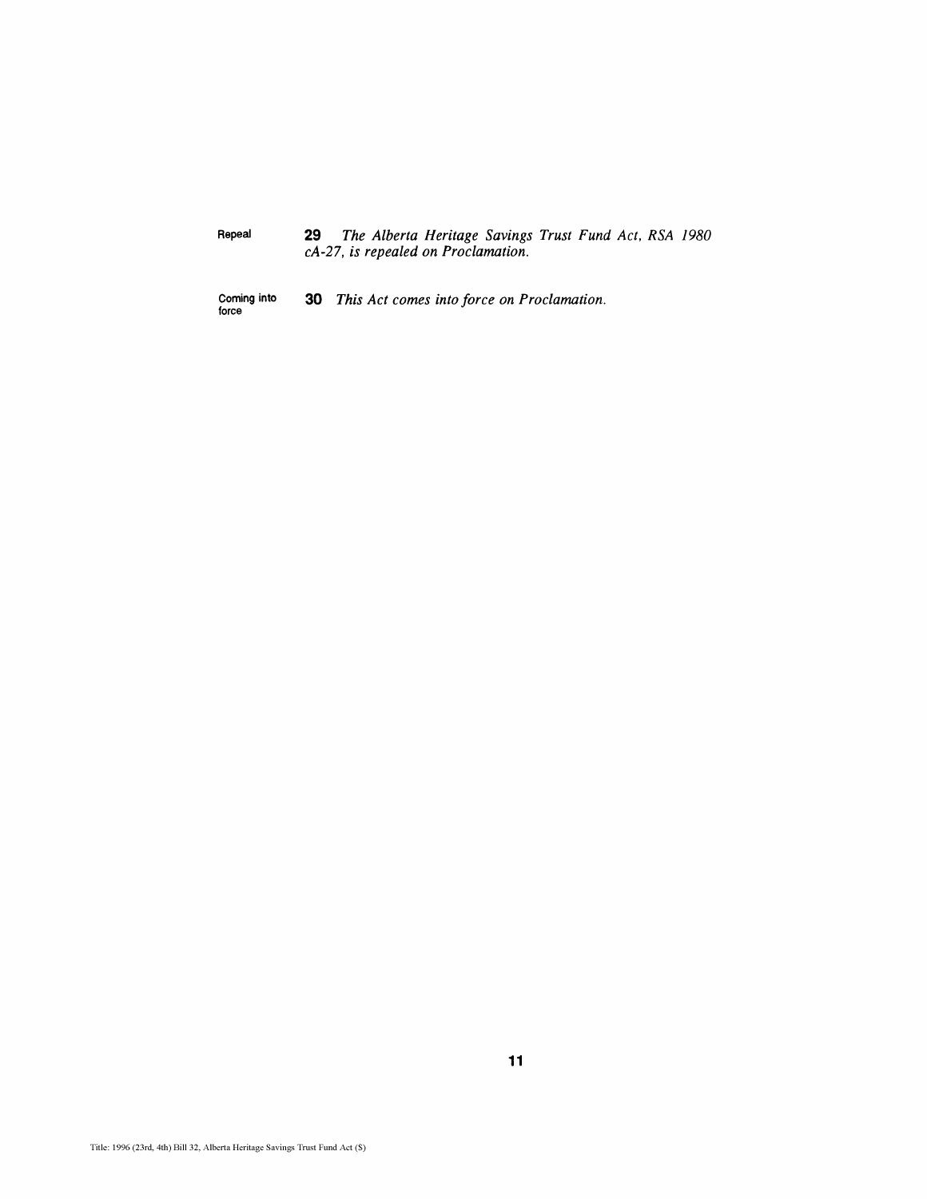Repeal

**29** *The Alberta Heritage Savings Trust Fund Act, RSA 1980 cA-27, is repealed on Proclamation.*

Coming into force

**30** *This Act comes into force on Proclamation.*